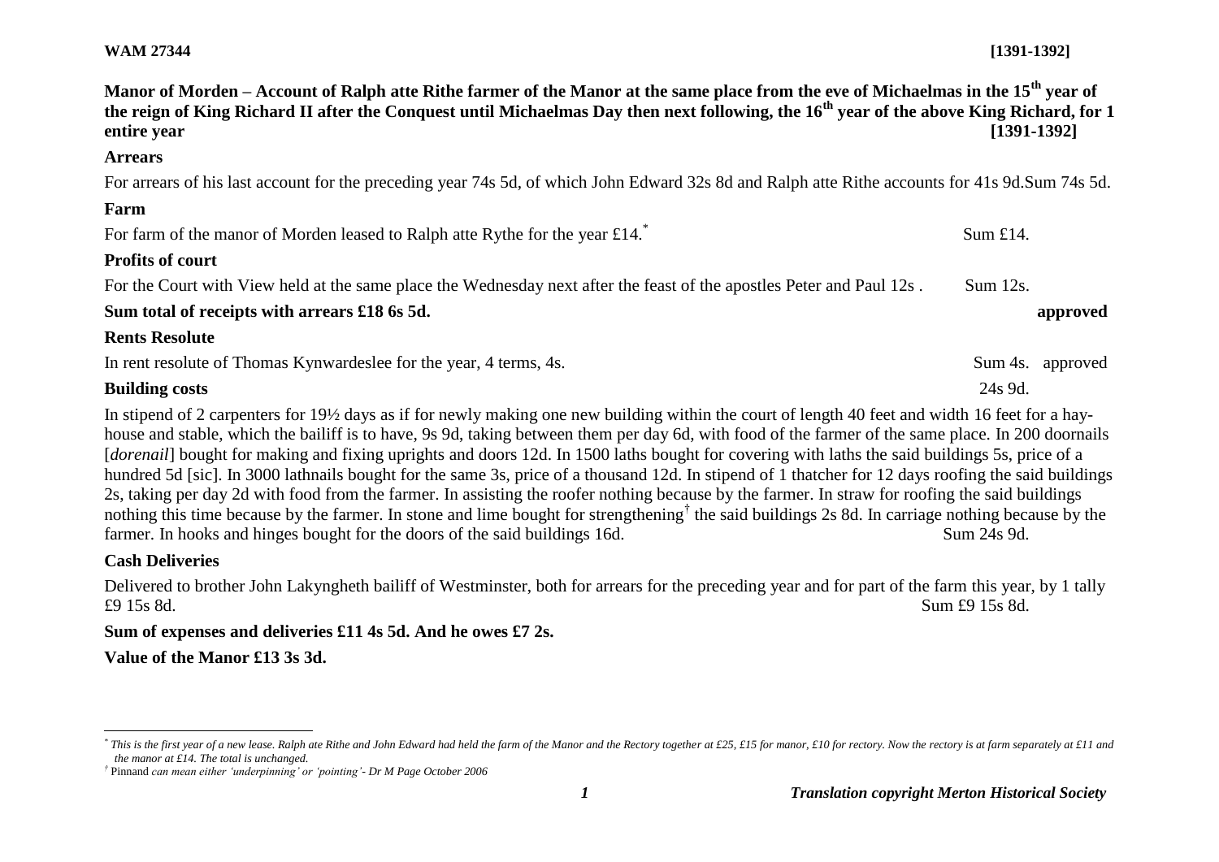**WAM 27344** **[1391-1392]**

**Manor of Morden – Account of Ralph atte Rithe farmer of the Manor at the same place from the eve of Michaelmas in the 15th year of the reign of King Richard II after the Conquest until Michaelmas Day then next following, the 16th year of the above King Richard, for 1 entire year** **[1391-1392]**

**Arrears**

For arrears of his last account for the preceding year 74s 5d, of which John Edward 32s 8d and Ralph atte Rithe accounts for 41s 9d. Sum 74s 5d.

**Farm**

For farm of the manor of Morden leased to Ralph atte Rythe for the year £14.* Sum £14.

**Profits of court**

For the Court with View held at the same place the Wednesday next after the feast of the apostles Peter and Paul 12s . Sum 12s.

**Sum total of receipts with arrears £18 6s 5d.** **approved**

**Rents Resolute**

In rent resolute of Thomas Kynwardeslee for the year, 4 terms, 4s. Sum 4s. approved

**Building costs** 24s 9d.

In stipend of 2 carpenters for 19½ days as if for newly making one new building within the court of length 40 feet and width 16 feet for a hay-house and stable, which the bailiff is to have, 9s 9d, taking between them per day 6d, with food of the farmer of the same place. In 200 doornails [*dorenail*] bought for making and fixing uprights and doors 12d. In 1500 laths bought for covering with laths the said buildings 5s, price of a hundred 5d [sic]. In 3000 lathnails bought for the same 3s, price of a thousand 12d. In stipend of 1 thatcher for 12 days roofing the said buildings 2s, taking per day 2d with food from the farmer. In assisting the roofer nothing because by the farmer. In straw for roofing the said buildings nothing this time because by the farmer. In stone and lime bought for strengthening† the said buildings 2s 8d. In carriage nothing because by the farmer. In hooks and hinges bought for the doors of the said buildings 16d. Sum 24s 9d.

**Cash Deliveries**

Delivered to brother John Lakyngheth bailiff of Westminster, both for arrears for the preceding year and for part of the farm this year, by 1 tally £9 15s 8d. Sum £9 15s 8d.

**Sum of expenses and deliveries £11 4s 5d. And he owes £7 2s.**

**Value of the Manor £13 3s 3d.**

---

\* *This is the first year of a new lease. Ralph ate Rithe and John Edward had held the farm of the Manor and the Rectory together at £25, £15 for manor, £10 for rectory. Now the rectory is at farm separately at £11 and the manor at £14. The total is unchanged.*

† Pinnand *can mean either 'underpinning' or 'pointing' - Dr M Page October 2006*

*Translation copyright Merton Historical Society*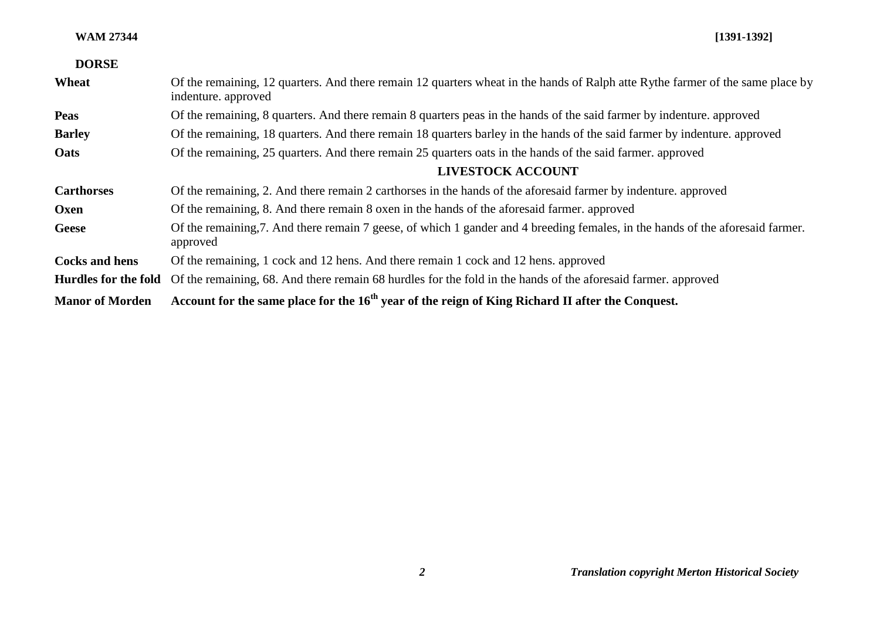**DORSE**

| | |
|---|---|
| **Wheat** | Of the remaining, 12 quarters. And there remain 12 quarters wheat in the hands of Ralph atte Rythe farmer of the same place by indenture. approved |
| **Peas** | Of the remaining, 8 quarters. And there remain 8 quarters peas in the hands of the said farmer by indenture. approved |
| **Barley** | Of the remaining, 18 quarters. And there remain 18 quarters barley in the hands of the said farmer by indenture. approved |
| **Oats** | Of the remaining, 25 quarters. And there remain 25 quarters oats in the hands of the said farmer. approved |
| | **LIVESTOCK ACCOUNT** |
| **Carthorses** | Of the remaining, 2. And there remain 2 carthorses in the hands of the aforesaid farmer by indenture. approved |
| **Oxen** | Of the remaining, 8. And there remain 8 oxen in the hands of the aforesaid farmer. approved |
| **Geese** | Of the remaining,7. And there remain 7 geese, of which 1 gander and 4 breeding females, in the hands of the aforesaid farmer. approved |
| **Cocks and hens** | Of the remaining, 1 cock and 12 hens. And there remain 1 cock and 12 hens. approved |
| **Hurdles for the fold** | Of the remaining, 68. And there remain 68 hurdles for the fold in the hands of the aforesaid farmer. approved |
| **Manor of Morden** | **Account for the same place for the 16th year of the reign of King Richard II after the Conquest.** |

*Translation copyright Merton Historical Society*